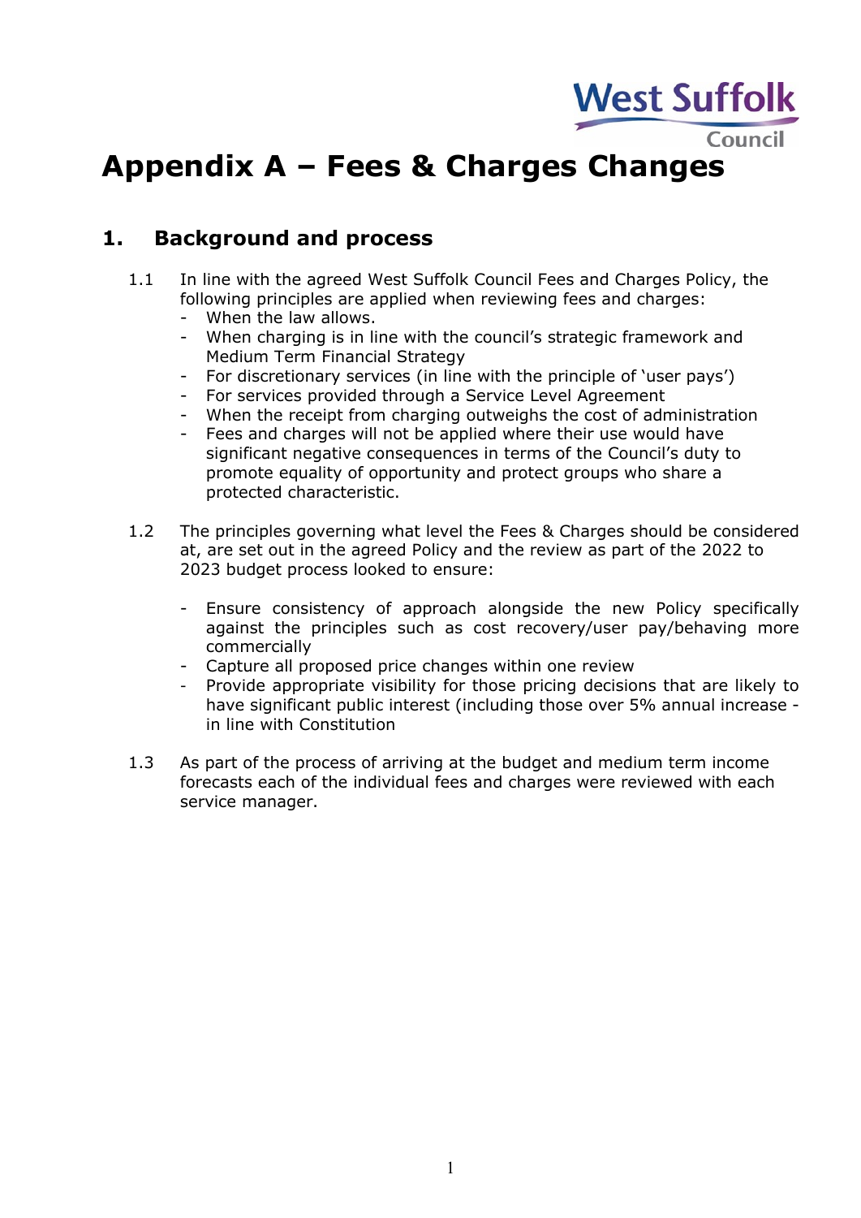West Suffolk Council

# Appendix A – Fees & Charges Changes

## 1. Background and process

1.1 In line with the agreed West Suffolk Council Fees and Charges Policy, the following principles are applied when reviewing fees and charges:

- When the law allows.
- When charging is in line with the council's strategic framework and Medium Term Financial Strategy
- For discretionary services (in line with the principle of 'user pays')
- For services provided through a Service Level Agreement
- When the receipt from charging outweighs the cost of administration
- Fees and charges will not be applied where their use would have significant negative consequences in terms of the Council's duty to promote equality of opportunity and protect groups who share a protected characteristic.

1.2 The principles governing what level the Fees & Charges should be considered at, are set out in the agreed Policy and the review as part of the 2022 to 2023 budget process looked to ensure:

- Ensure consistency of approach alongside the new Policy specifically against the principles such as cost recovery/user pay/behaving more commercially
- Capture all proposed price changes within one review
- Provide appropriate visibility for those pricing decisions that are likely to have significant public interest (including those over 5% annual increase - in line with Constitution

1.3 As part of the process of arriving at the budget and medium term income forecasts each of the individual fees and charges were reviewed with each service manager.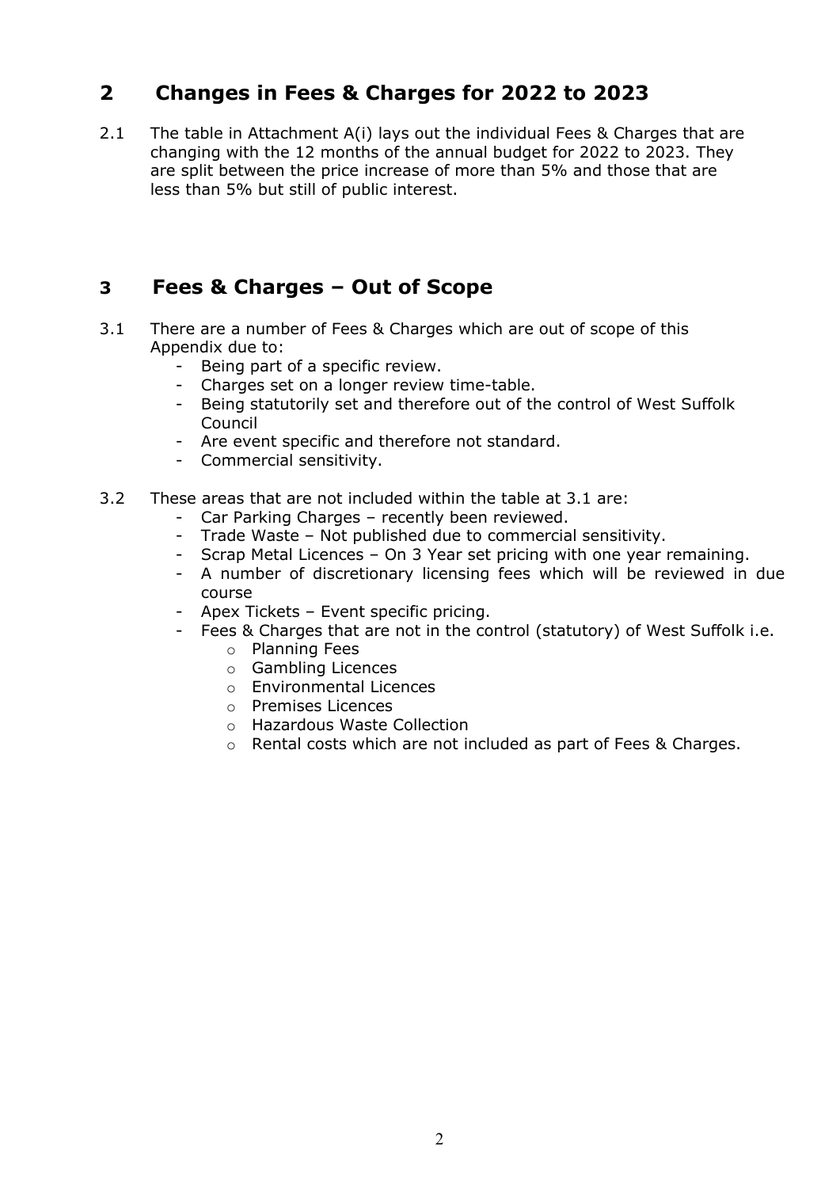## 2 Changes in Fees & Charges for 2022 to 2023

2.1 The table in Attachment A(i) lays out the individual Fees & Charges that are changing with the 12 months of the annual budget for 2022 to 2023. They are split between the price increase of more than 5% and those that are less than 5% but still of public interest.

## 3 Fees & Charges – Out of Scope

3.1 There are a number of Fees & Charges which are out of scope of this Appendix due to:

- Being part of a specific review.
- Charges set on a longer review time-table.
- Being statutorily set and therefore out of the control of West Suffolk Council
- Are event specific and therefore not standard.
- Commercial sensitivity.

3.2 These areas that are not included within the table at 3.1 are:

- Car Parking Charges – recently been reviewed.
- Trade Waste – Not published due to commercial sensitivity.
- Scrap Metal Licences – On 3 Year set pricing with one year remaining.
- A number of discretionary licensing fees which will be reviewed in due course
- Apex Tickets – Event specific pricing.
- Fees & Charges that are not in the control (statutory) of West Suffolk i.e.
  - Planning Fees
  - Gambling Licences
  - Environmental Licences
  - Premises Licences
  - Hazardous Waste Collection
  - Rental costs which are not included as part of Fees & Charges.